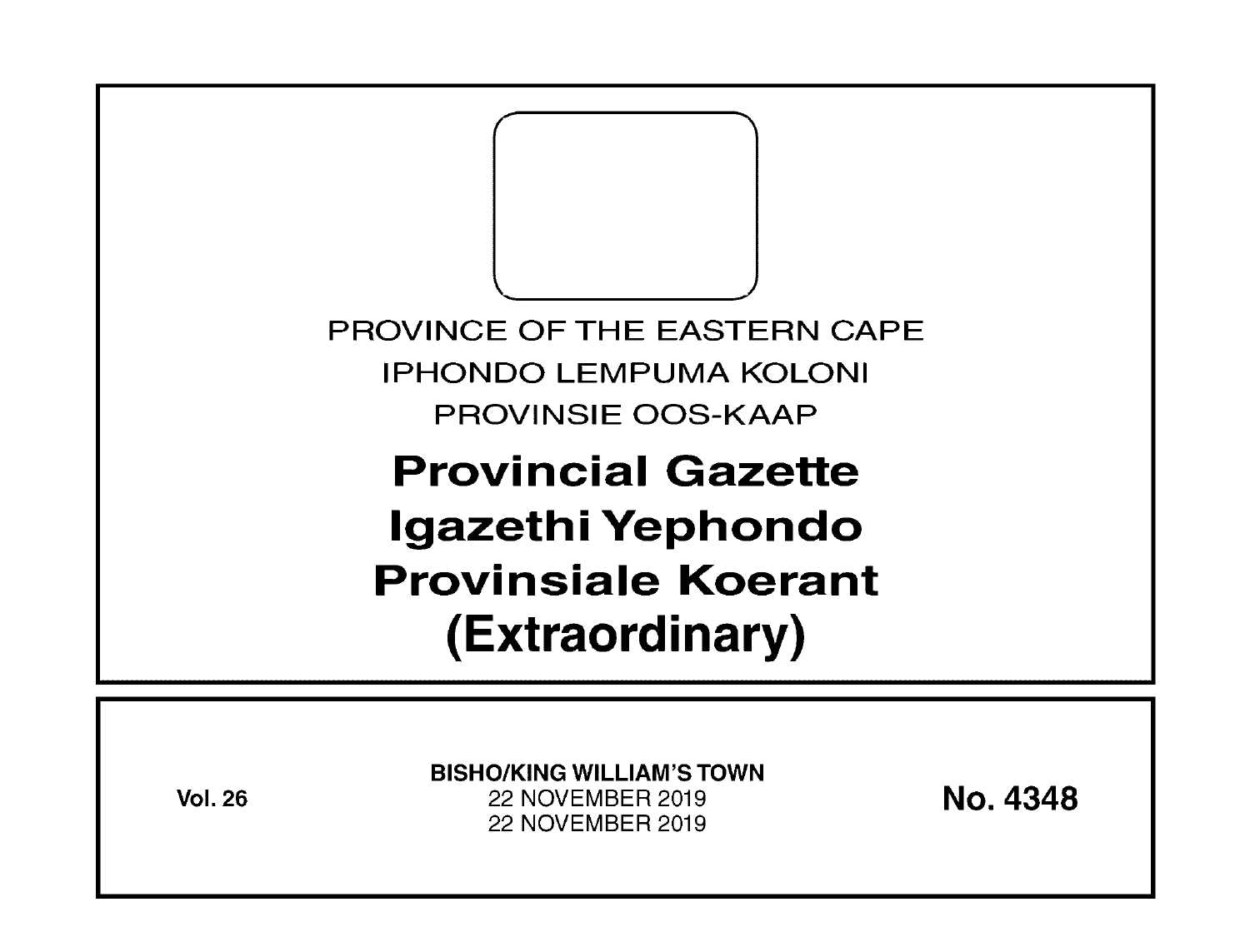PROVINCE OF THE EASTERN CAPE

IPHONDO LEMPUMA KOLONI

PROVINSIE OOS-KAAP

# Provincial Gazette
# Igazethi Yephondo
# Provinsiale Koerant
# (Extraordinary)

**Vol. 26**

**BISHO/KING WILLIAM'S TOWN**
22 NOVEMBER 2019
22 NOVEMBER 2019

**No. 4348**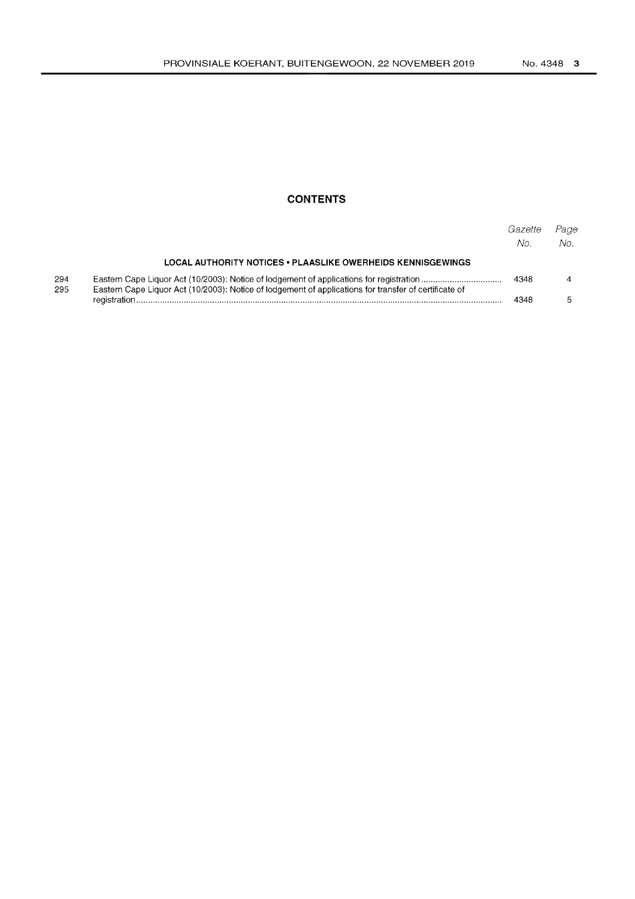## CONTENTS

| | | Gazette No. | Page No. |
|---|---|---|---|
| | **LOCAL AUTHORITY NOTICES • PLAASLIKE OWERHEIDS KENNISGEWINGS** | | |
| 294 | Eastern Cape Liquor Act (10/2003): Notice of lodgement of applications for registration | 4348 | 4 |
| 295 | Eastern Cape Liquor Act (10/2003): Notice of lodgement of applications for transfer of certificate of registration | 4348 | 5 |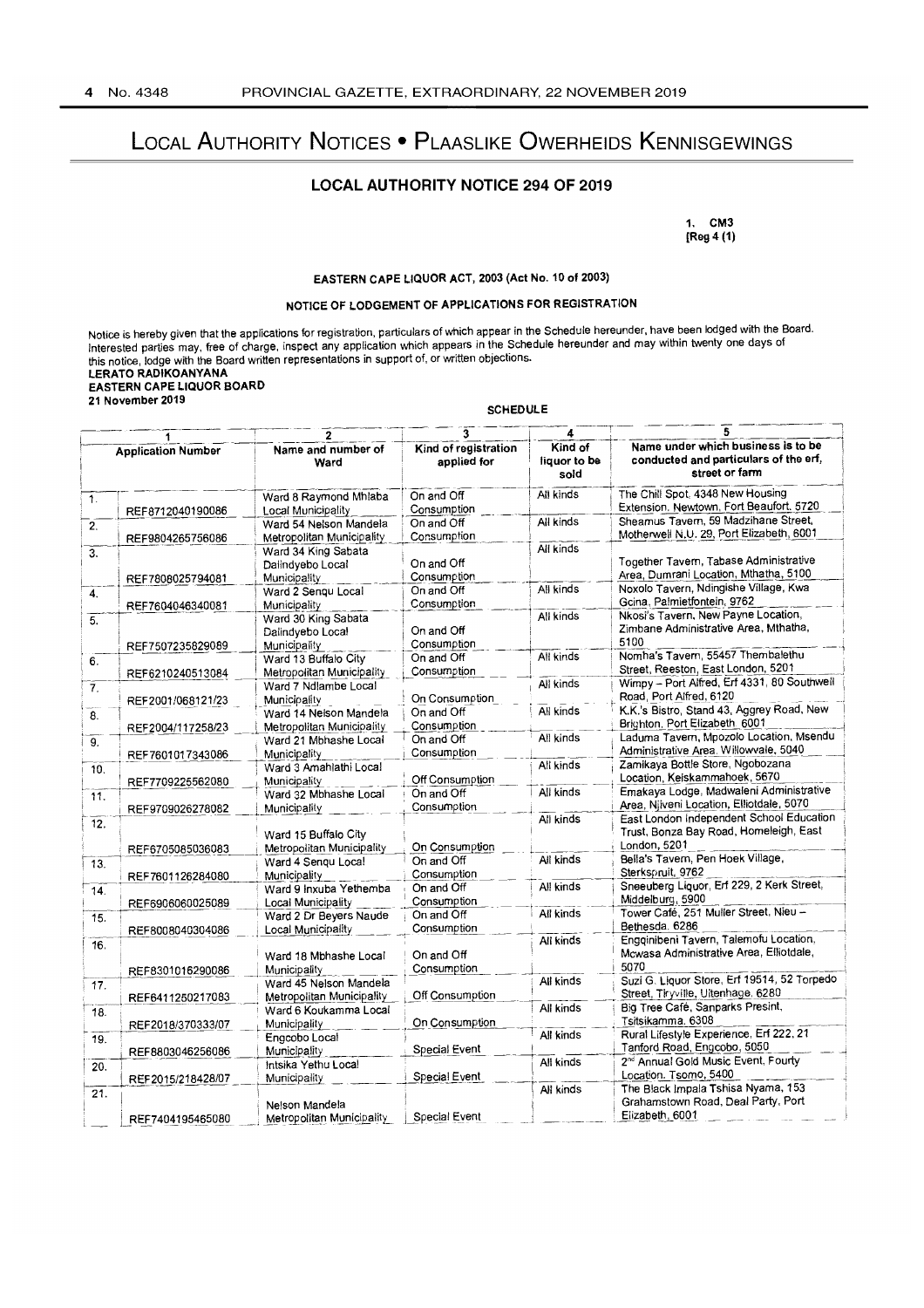# LOCAL AUTHORITY NOTICES • PLAASLIKE OWERHEIDS KENNISGEWINGS

## LOCAL AUTHORITY NOTICE 294 OF 2019

1. CM3
[Reg 4 (1)

### EASTERN CAPE LIQUOR ACT, 2003 (Act No. 10 of 2003)

### NOTICE OF LODGEMENT OF APPLICATIONS FOR REGISTRATION

Notice is hereby given that the applications for registration, particulars of which appear in the Schedule hereunder, have been lodged with the Board. Interested parties may, free of charge, inspect any application which appears in the Schedule hereunder and may within twenty one days of this notice, lodge with the Board written representations in support of, or written objections.

**LERATO RADIKOANYANA**
**EASTERN CAPE LIQUOR BOARD**
**21 November 2019**

**SCHEDULE**

| 1 | | 2 | 3 | 4 | 5 |
|---|---|---|---|---|---|
| Application Number | | Name and number of Ward | Kind of registration applied for | Kind of liquor to be sold | Name under which business is to be conducted and particulars of the erf, street or farm |
| 1. | REF8712040190086 | Ward 8 Raymond Mhlaba Local Municipality | On and Off Consumption | All kinds | The Chill Spot, 4348 New Housing Extension, Newtown, Fort Beaufort, 5720 |
| 2. | REF9804265756086 | Ward 54 Nelson Mandela Metropolitan Municipality | On and Off Consumption | All kinds | Sheamus Tavern, 59 Madzihane Street, Motherwell N.U. 29, Port Elizabeth, 6001 |
| 3. | REF7808025794081 | Ward 34 King Sabata Dalindyebo Local Municipality | On and Off Consumption | All kinds | Together Tavern, Tabase Administrative Area, Dumrani Location, Mthatha, 5100 |
| 4. | REF7604046340081 | Ward 2 Senqu Local Municipality | On and Off Consumption | All kinds | Noxolo Tavern, Ndingishe Village, Kwa Gcina, Palmietfontein, 9762 |
| 5. | REF7507235829089 | Ward 30 King Sabata Dalindyebo Local Municipality | On and Off Consumption | All kinds | Nkosi's Tavern, New Payne Location, Zimbane Administrative Area, Mthatha, 5100 |
| 6. | REF6210240513084 | Ward 13 Buffalo City Metropolitan Municipality | On and Off Consumption | All kinds | Nomha's Tavern, 55457 Thembalethu Street, Reeston, East London, 5201 |
| 7. | REF2001/068121/23 | Ward 7 Ndlambe Local Municipality | On Consumption | All kinds | Wimpy – Port Alfred, Erf 4331, 80 Southwell Road, Port Alfred, 6120 |
| 8. | REF2004/117258/23 | Ward 14 Nelson Mandela Metropolitan Municipality | On and Off Consumption | All kinds | K.K.'s Bistro, Stand 43, Aggrey Road, New Brighton, Port Elizabeth, 6001 |
| 9. | REF7601017343086 | Ward 21 Mbhashe Local Municipality | On and Off Consumption | All kinds | Laduma Tavern, Mpozolo Location, Msendu Administrative Area, Willowvale, 5040 |
| 10. | REF7709225562080 | Ward 3 Amahlathi Local Municipality | Off Consumption | All kinds | Zamikaya Bottle Store, Ngobozana Location, Keiskammahoek, 5670 |
| 11. | REF9709026278082 | Ward 32 Mbhashe Local Municipality | On and Off Consumption | All kinds | Emakaya Lodge, Madwaleni Administrative Area, Njiveni Location, Elliotdale, 5070 |
| 12. | REF6705085036083 | Ward 15 Buffalo City Metropolitan Municipality | On Consumption | All kinds | East London Independent School Education Trust, Bonza Bay Road, Homeleigh, East London, 5201 |
| 13. | REF7601126284080 | Ward 4 Senqu Local Municipality | On and Off Consumption | All kinds | Bella's Tavern, Pen Hoek Village, Sterkspruit, 9762 |
| 14. | REF6906060025089 | Ward 9 Inxuba Yethemba Local Municipality | On and Off Consumption | All kinds | Sneeuberg Liquor, Erf 229, 2 Kerk Street, Middelburg, 5900 |
| 15. | REF8008040304086 | Ward 2 Dr Beyers Naude Local Municipality | On and Off Consumption | All kinds | Tower Café, 251 Muller Street, Nieu – Bethesda, 6286 |
| 16. | REF8301016290086 | Ward 18 Mbhashe Local Municipality | On and Off Consumption | All kinds | Engqinibeni Tavern, Talemofu Location, Mcwasa Administrative Area, Elliotdale, 5070 |
| 17. | REF6411250217083 | Ward 45 Nelson Mandela Metropolitan Municipality | Off Consumption | All kinds | Suzi G. Liquor Store, Erf 19514, 52 Torpedo Street, Tiryville, Uitenhage, 6280 |
| 18. | REF2018/370333/07 | Ward 6 Koukamma Local Municipality | On Consumption | All kinds | Big Tree Café, Sanparks Presint, Tsitsikamma, 6308 |
| 19. | REF8803046256086 | Engcobo Local Municipality | Special Event | All kinds | Rural Lifestyle Experience, Erf 222, 21 Tanford Road, Engcobo, 5050 |
| 20. | REF2015/218428/07 | Intsika Yethu Local Municipality | Special Event | All kinds | 2nd Annual Gold Music Event, Fourty Location, Tsomo, 5400 |
| 21. | REF7404195465080 | Nelson Mandela Metropolitan Municipality | Special Event | All kinds | The Black Impala Tshisa Nyama, 153 Grahamstown Road, Deal Party, Port Elizabeth, 6001 |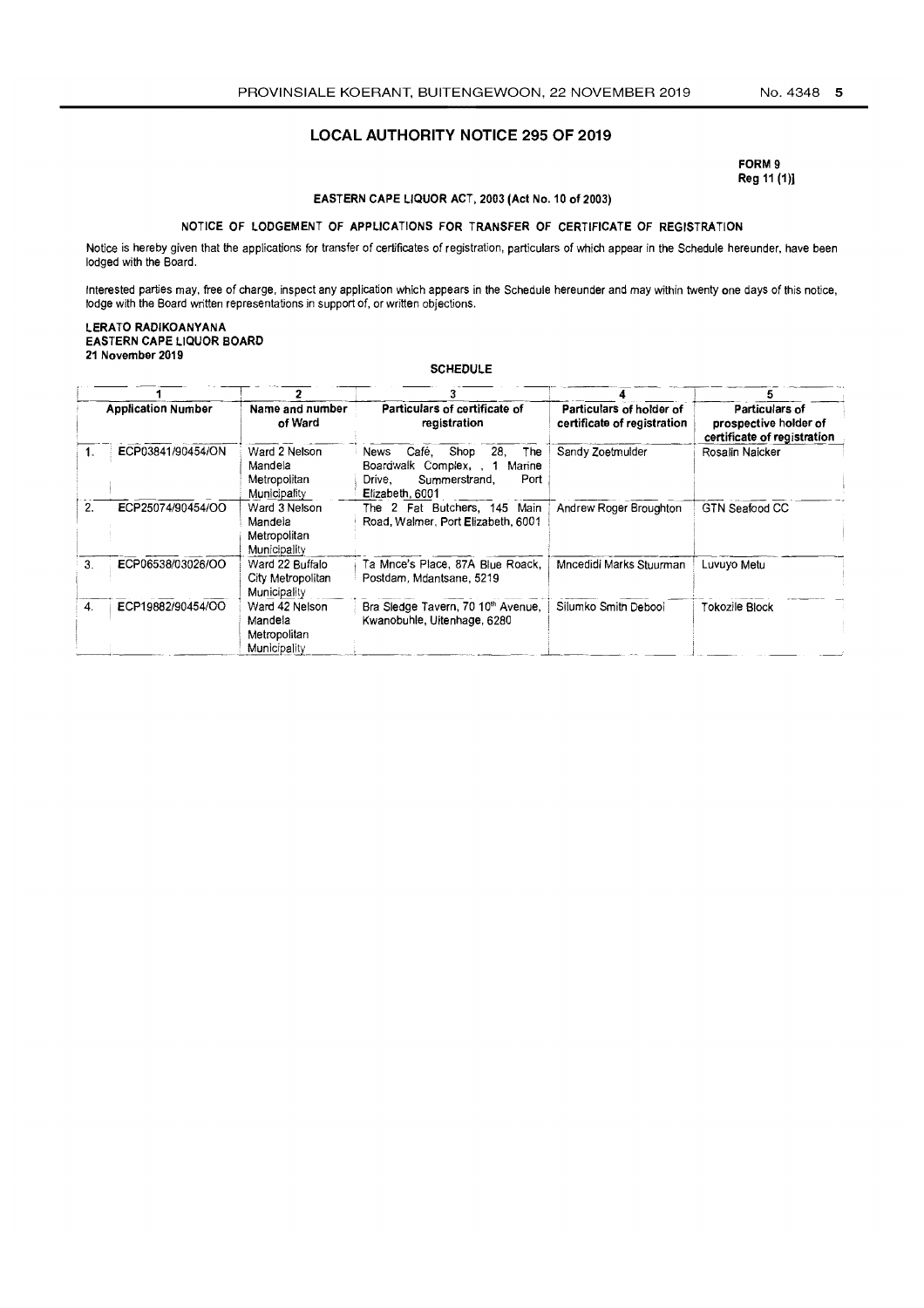## LOCAL AUTHORITY NOTICE 295 OF 2019

**FORM 9**
**Reg 11 (1)]**

**EASTERN CAPE LIQUOR ACT, 2003 (Act No. 10 of 2003)**

**NOTICE OF LODGEMENT OF APPLICATIONS FOR TRANSFER OF CERTIFICATE OF REGISTRATION**

Notice is hereby given that the applications for transfer of certificates of registration, particulars of which appear in the Schedule hereunder, have been lodged with the Board.

Interested parties may, free of charge, inspect any application which appears in the Schedule hereunder and may within twenty one days of this notice, lodge with the Board written representations in support of, or written objections.

**LERATO RADIKOANYANA**
**EASTERN CAPE LIQUOR BOARD**
**21 November 2019**

**SCHEDULE**

| 1 | | 2 | 3 | 4 | 5 |
|---|---|---|---|---|---|
| **Application Number** | | **Name and number of Ward** | **Particulars of certificate of registration** | **Particulars of holder of certificate of registration** | **Particulars of prospective holder of certificate of registration** |
| 1. | ECP03841/90454/ON | Ward 2 Nelson Mandela Metropolitan Municipality | News Café, Shop 28, The Boardwalk Complex, , 1 Marine Drive, Summerstrand, Port Elizabeth, 6001 | Sandy Zoetmulder | Rosalin Naicker |
| 2. | ECP25074/90454/OO | Ward 3 Nelson Mandela Metropolitan Municipality | The 2 Fat Butchers, 145 Main Road, Walmer, Port Elizabeth, 6001 | Andrew Roger Broughton | GTN Seafood CC |
| 3. | ECP06538/03026/OO | Ward 22 Buffalo City Metropolitan Municipality | Ta Mnce's Place, 87A Blue Roack, Postdam, Mdantsane, 5219 | Mncedidi Marks Stuurman | Luvuyo Metu |
| 4. | ECP19882/90454/OO | Ward 42 Nelson Mandela Metropolitan Municipality | Bra Sledge Tavern, 70 10th Avenue, Kwanobuhle, Uitenhage, 6280 | Silumko Smith Debooi | Tokozile Block |